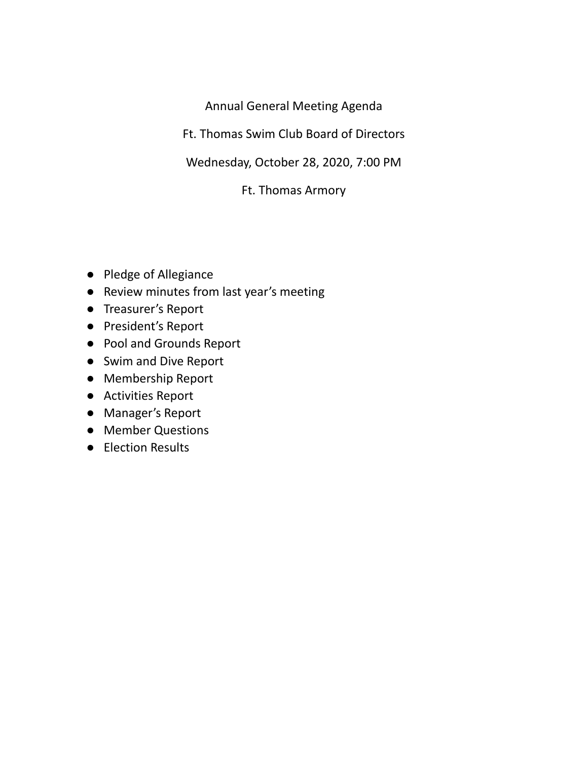# Annual General Meeting Agenda

## Ft. Thomas Swim Club Board of Directors

Wednesday, October 28, 2020, 7:00 PM

Ft. Thomas Armory

- Pledge of Allegiance
- Review minutes from last year's meeting
- Treasurer's Report
- President's Report
- Pool and Grounds Report
- Swim and Dive Report
- Membership Report
- Activities Report
- Manager's Report
- Member Questions
- Election Results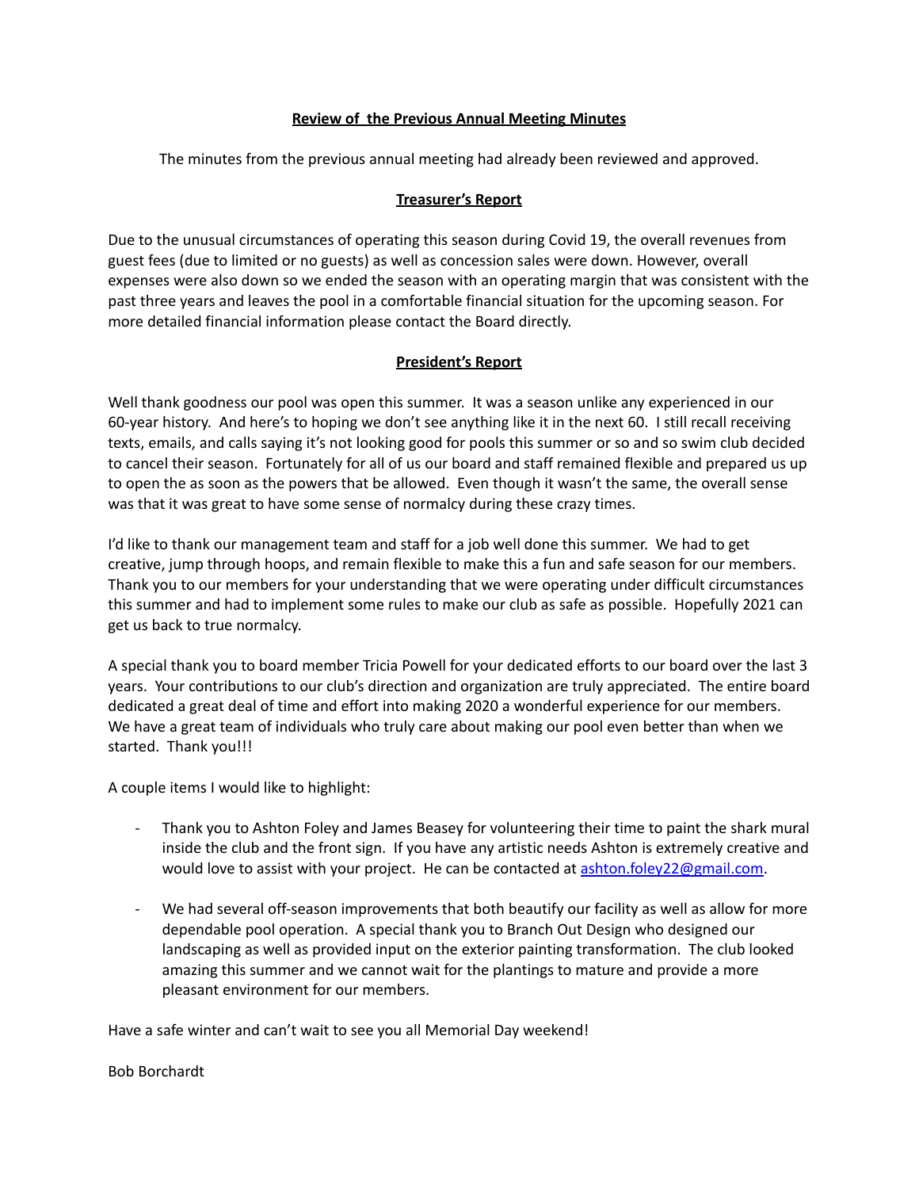## Review of the Previous Annual Meeting Minutes

The minutes from the previous annual meeting had already been reviewed and approved.

## Treasurer's Report

Due to the unusual circumstances of operating this season during Covid 19, the overall revenues from guest fees (due to limited or no guests) as well as concession sales were down. However, overall expenses were also down so we ended the season with an operating margin that was consistent with the past three years and leaves the pool in a comfortable financial situation for the upcoming season. For more detailed financial information please contact the Board directly.

## President's Report

Well thank goodness our pool was open this summer. It was a season unlike any experienced in our 60-year history. And here's to hoping we don't see anything like it in the next 60. I still recall receiving texts, emails, and calls saying it's not looking good for pools this summer or so and so swim club decided to cancel their season. Fortunately for all of us our board and staff remained flexible and prepared us up to open the as soon as the powers that be allowed. Even though it wasn't the same, the overall sense was that it was great to have some sense of normalcy during these crazy times.

I'd like to thank our management team and staff for a job well done this summer. We had to get creative, jump through hoops, and remain flexible to make this a fun and safe season for our members. Thank you to our members for your understanding that we were operating under difficult circumstances this summer and had to implement some rules to make our club as safe as possible. Hopefully 2021 can get us back to true normalcy.

A special thank you to board member Tricia Powell for your dedicated efforts to our board over the last 3 years. Your contributions to our club's direction and organization are truly appreciated. The entire board dedicated a great deal of time and effort into making 2020 a wonderful experience for our members. We have a great team of individuals who truly care about making our pool even better than when we started. Thank you!!!

A couple items I would like to highlight:

- Thank you to Ashton Foley and James Beasey for volunteering their time to paint the shark mural inside the club and the front sign. If you have any artistic needs Ashton is extremely creative and would love to assist with your project. He can be contacted at ashton.foley22@gmail.com.

- We had several off-season improvements that both beautify our facility as well as allow for more dependable pool operation. A special thank you to Branch Out Design who designed our landscaping as well as provided input on the exterior painting transformation. The club looked amazing this summer and we cannot wait for the plantings to mature and provide a more pleasant environment for our members.

Have a safe winter and can't wait to see you all Memorial Day weekend!

Bob Borchardt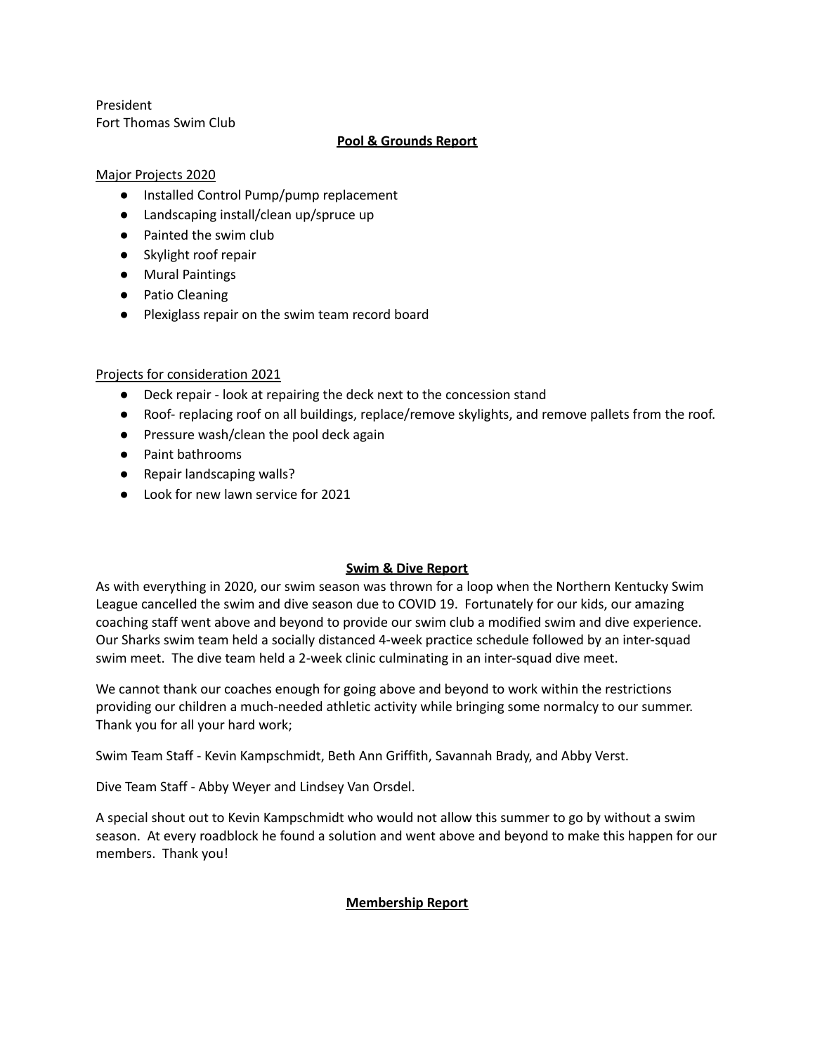President
Fort Thomas Swim Club

## Pool & Grounds Report

Major Projects 2020

- Installed Control Pump/pump replacement
- Landscaping install/clean up/spruce up
- Painted the swim club
- Skylight roof repair
- Mural Paintings
- Patio Cleaning
- Plexiglass repair on the swim team record board

Projects for consideration 2021

- Deck repair - look at repairing the deck next to the concession stand
- Roof- replacing roof on all buildings, replace/remove skylights, and remove pallets from the roof.
- Pressure wash/clean the pool deck again
- Paint bathrooms
- Repair landscaping walls?
- Look for new lawn service for 2021

## Swim & Dive Report

As with everything in 2020, our swim season was thrown for a loop when the Northern Kentucky Swim League cancelled the swim and dive season due to COVID 19. Fortunately for our kids, our amazing coaching staff went above and beyond to provide our swim club a modified swim and dive experience. Our Sharks swim team held a socially distanced 4-week practice schedule followed by an inter-squad swim meet. The dive team held a 2-week clinic culminating in an inter-squad dive meet.

We cannot thank our coaches enough for going above and beyond to work within the restrictions providing our children a much-needed athletic activity while bringing some normalcy to our summer. Thank you for all your hard work;

Swim Team Staff - Kevin Kampschmidt, Beth Ann Griffith, Savannah Brady, and Abby Verst.

Dive Team Staff - Abby Weyer and Lindsey Van Orsdel.

A special shout out to Kevin Kampschmidt who would not allow this summer to go by without a swim season. At every roadblock he found a solution and went above and beyond to make this happen for our members. Thank you!

## Membership Report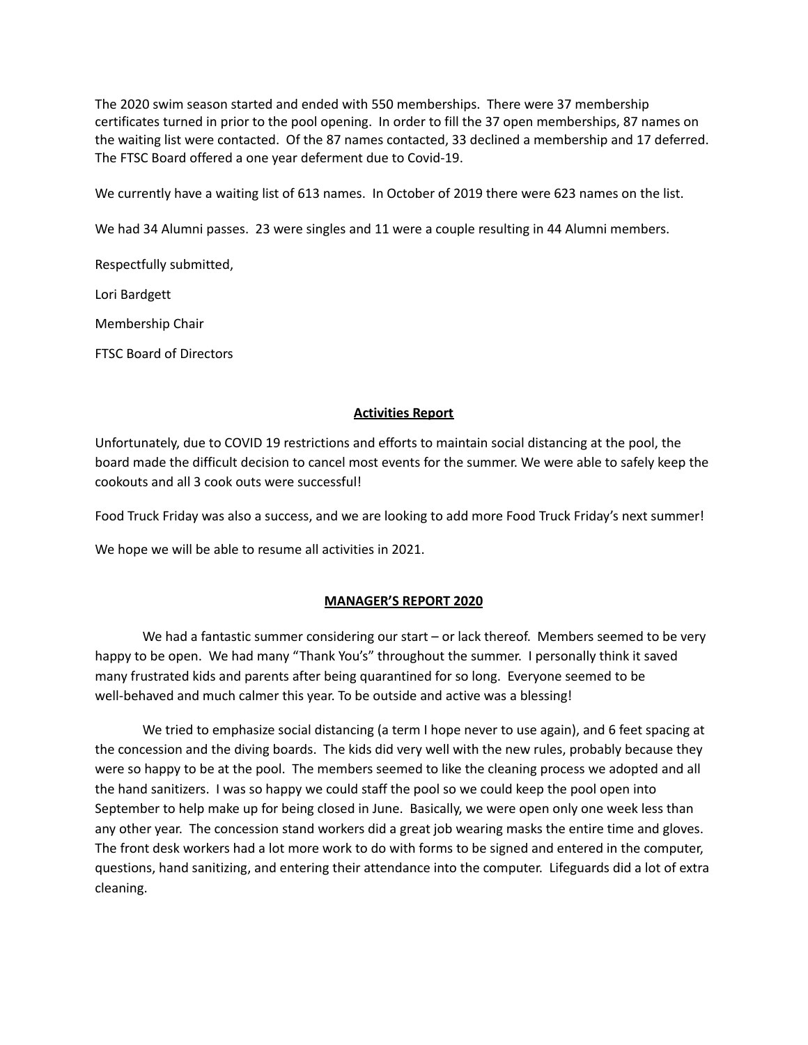The 2020 swim season started and ended with 550 memberships. There were 37 membership certificates turned in prior to the pool opening. In order to fill the 37 open memberships, 87 names on the waiting list were contacted. Of the 87 names contacted, 33 declined a membership and 17 deferred. The FTSC Board offered a one year deferment due to Covid-19.

We currently have a waiting list of 613 names. In October of 2019 there were 623 names on the list.

We had 34 Alumni passes. 23 were singles and 11 were a couple resulting in 44 Alumni members.

Respectfully submitted,

Lori Bardgett

Membership Chair

FTSC Board of Directors

## Activities Report

Unfortunately, due to COVID 19 restrictions and efforts to maintain social distancing at the pool, the board made the difficult decision to cancel most events for the summer. We were able to safely keep the cookouts and all 3 cook outs were successful!

Food Truck Friday was also a success, and we are looking to add more Food Truck Friday's next summer!

We hope we will be able to resume all activities in 2021.

## MANAGER'S REPORT 2020

We had a fantastic summer considering our start – or lack thereof. Members seemed to be very happy to be open. We had many "Thank You's" throughout the summer. I personally think it saved many frustrated kids and parents after being quarantined for so long. Everyone seemed to be well-behaved and much calmer this year. To be outside and active was a blessing!

We tried to emphasize social distancing (a term I hope never to use again), and 6 feet spacing at the concession and the diving boards. The kids did very well with the new rules, probably because they were so happy to be at the pool. The members seemed to like the cleaning process we adopted and all the hand sanitizers. I was so happy we could staff the pool so we could keep the pool open into September to help make up for being closed in June. Basically, we were open only one week less than any other year. The concession stand workers did a great job wearing masks the entire time and gloves. The front desk workers had a lot more work to do with forms to be signed and entered in the computer, questions, hand sanitizing, and entering their attendance into the computer. Lifeguards did a lot of extra cleaning.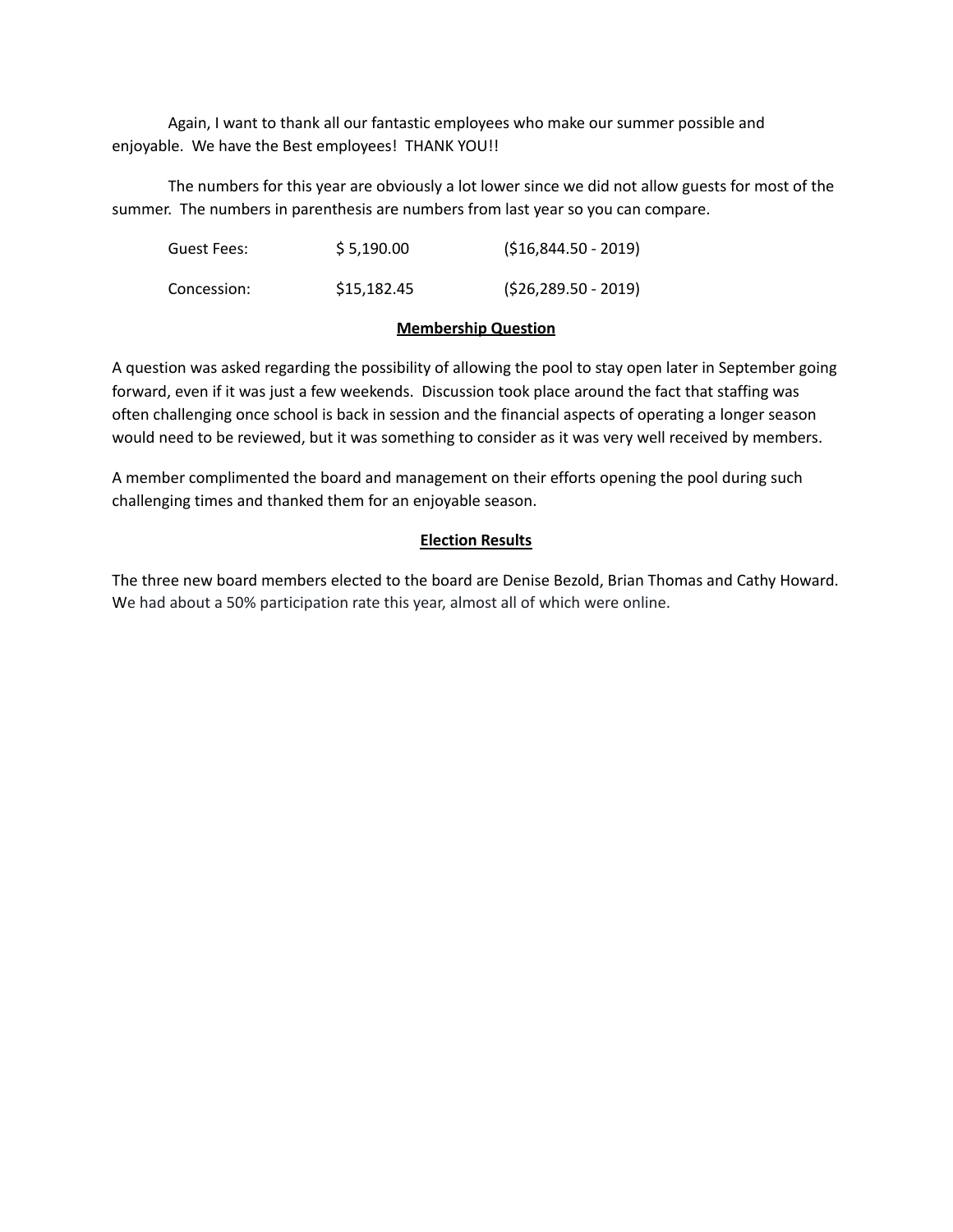Again, I want to thank all our fantastic employees who make our summer possible and enjoyable. We have the Best employees! THANK YOU!!

The numbers for this year are obviously a lot lower since we did not allow guests for most of the summer. The numbers in parenthesis are numbers from last year so you can compare.

| | | |
|---|---|---|
| Guest Fees: | $ 5,190.00 | ($16,844.50 - 2019) |
| Concession: | $15,182.45 | ($26,289.50 - 2019) |

**<u>Membership Question</u>**

A question was asked regarding the possibility of allowing the pool to stay open later in September going forward, even if it was just a few weekends. Discussion took place around the fact that staffing was often challenging once school is back in session and the financial aspects of operating a longer season would need to be reviewed, but it was something to consider as it was very well received by members.

A member complimented the board and management on their efforts opening the pool during such challenging times and thanked them for an enjoyable season.

**<u>Election Results</u>**

The three new board members elected to the board are Denise Bezold, Brian Thomas and Cathy Howard. We had about a 50% participation rate this year, almost all of which were online.